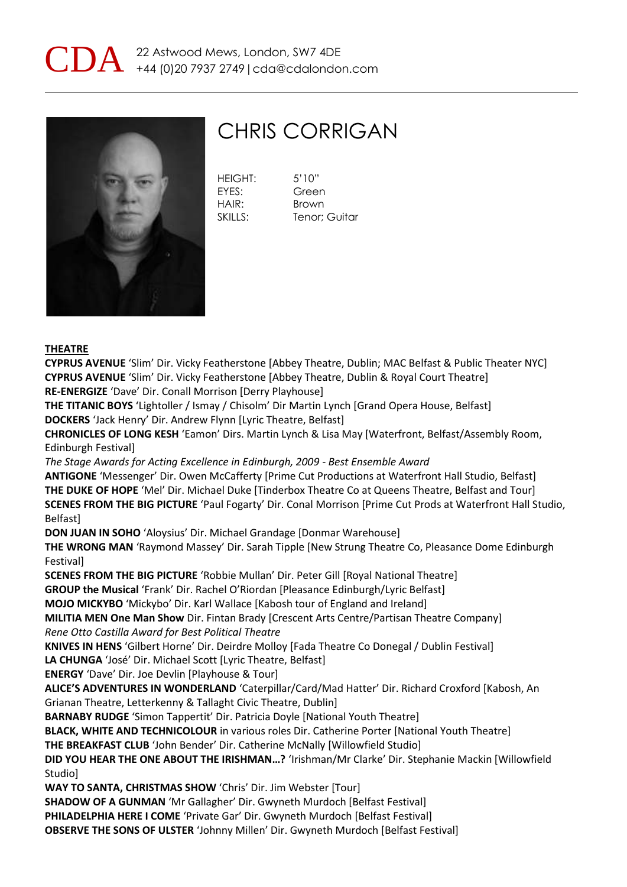CDA 22 Astwood Mews, London, SW7 4DE
+44 (0)20 7937 2749 | cda@cdalondon.com

# CHRIS CORRIGAN

HEIGHT: 5'10"
EYES: Green
HAIR: Brown
SKILLS: Tenor; Guitar

## THEATRE

**CYPRUS AVENUE** 'Slim' Dir. Vicky Featherstone [Abbey Theatre, Dublin; MAC Belfast & Public Theater NYC]
**CYPRUS AVENUE** 'Slim' Dir. Vicky Featherstone [Abbey Theatre, Dublin & Royal Court Theatre]
**RE-ENERGIZE** 'Dave' Dir. Conall Morrison [Derry Playhouse]
**THE TITANIC BOYS** 'Lightoller / Ismay / Chisolm' Dir Martin Lynch [Grand Opera House, Belfast]
**DOCKERS** 'Jack Henry' Dir. Andrew Flynn [Lyric Theatre, Belfast]
**CHRONICLES OF LONG KESH** 'Eamon' Dirs. Martin Lynch & Lisa May [Waterfront, Belfast/Assembly Room, Edinburgh Festival]
*The Stage Awards for Acting Excellence in Edinburgh, 2009 - Best Ensemble Award*
**ANTIGONE** 'Messenger' Dir. Owen McCafferty [Prime Cut Productions at Waterfront Hall Studio, Belfast]
**THE DUKE OF HOPE** 'Mel' Dir. Michael Duke [Tinderbox Theatre Co at Queens Theatre, Belfast and Tour]
**SCENES FROM THE BIG PICTURE** 'Paul Fogarty' Dir. Conal Morrison [Prime Cut Prods at Waterfront Hall Studio, Belfast]
**DON JUAN IN SOHO** 'Aloysius' Dir. Michael Grandage [Donmar Warehouse]
**THE WRONG MAN** 'Raymond Massey' Dir. Sarah Tipple [New Strung Theatre Co, Pleasance Dome Edinburgh Festival]
**SCENES FROM THE BIG PICTURE** 'Robbie Mullan' Dir. Peter Gill [Royal National Theatre]
**GROUP the Musical** 'Frank' Dir. Rachel O'Riordan [Pleasance Edinburgh/Lyric Belfast]
**MOJO MICKYBO** 'Mickybo' Dir. Karl Wallace [Kabosh tour of England and Ireland]
**MILITIA MEN One Man Show** Dir. Fintan Brady [Crescent Arts Centre/Partisan Theatre Company]
*Rene Otto Castilla Award for Best Political Theatre*
**KNIVES IN HENS** 'Gilbert Horne' Dir. Deirdre Molloy [Fada Theatre Co Donegal / Dublin Festival]
**LA CHUNGA** 'José' Dir. Michael Scott [Lyric Theatre, Belfast]
**ENERGY** 'Dave' Dir. Joe Devlin [Playhouse & Tour]
**ALICE'S ADVENTURES IN WONDERLAND** 'Caterpillar/Card/Mad Hatter' Dir. Richard Croxford [Kabosh, An Grianan Theatre, Letterkenny & Tallaght Civic Theatre, Dublin]
**BARNABY RUDGE** 'Simon Tappertit' Dir. Patricia Doyle [National Youth Theatre]
**BLACK, WHITE AND TECHNICOLOUR** in various roles Dir. Catherine Porter [National Youth Theatre]
**THE BREAKFAST CLUB** 'John Bender' Dir. Catherine McNally [Willowfield Studio]
**DID YOU HEAR THE ONE ABOUT THE IRISHMAN…?** 'Irishman/Mr Clarke' Dir. Stephanie Mackin [Willowfield Studio]
**WAY TO SANTA, CHRISTMAS SHOW** 'Chris' Dir. Jim Webster [Tour]
**SHADOW OF A GUNMAN** 'Mr Gallagher' Dir. Gwyneth Murdoch [Belfast Festival]
**PHILADELPHIA HERE I COME** 'Private Gar' Dir. Gwyneth Murdoch [Belfast Festival]
**OBSERVE THE SONS OF ULSTER** 'Johnny Millen' Dir. Gwyneth Murdoch [Belfast Festival]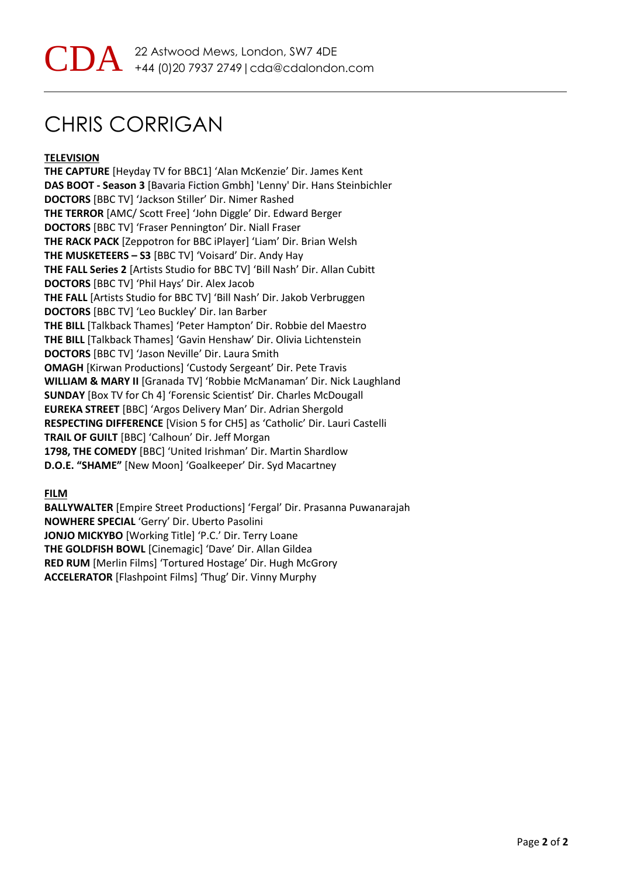CDA 22 Astwood Mews, London, SW7 4DE
+44 (0)20 7937 2749 | cda@cdalondon.com

# CHRIS CORRIGAN

## TELEVISION

**THE CAPTURE** [Heyday TV for BBC1] 'Alan McKenzie' Dir. James Kent
**DAS BOOT - Season 3** [Bavaria Fiction Gmbh] 'Lenny' Dir. Hans Steinbichler
**DOCTORS** [BBC TV] 'Jackson Stiller' Dir. Nimer Rashed
**THE TERROR** [AMC/ Scott Free] 'John Diggle' Dir. Edward Berger
**DOCTORS** [BBC TV] 'Fraser Pennington' Dir. Niall Fraser
**THE RACK PACK** [Zeppotron for BBC iPlayer] 'Liam' Dir. Brian Welsh
**THE MUSKETEERS – S3** [BBC TV] 'Voisard' Dir. Andy Hay
**THE FALL Series 2** [Artists Studio for BBC TV] 'Bill Nash' Dir. Allan Cubitt
**DOCTORS** [BBC TV] 'Phil Hays' Dir. Alex Jacob
**THE FALL** [Artists Studio for BBC TV] 'Bill Nash' Dir. Jakob Verbruggen
**DOCTORS** [BBC TV] 'Leo Buckley' Dir. Ian Barber
**THE BILL** [Talkback Thames] 'Peter Hampton' Dir. Robbie del Maestro
**THE BILL** [Talkback Thames] 'Gavin Henshaw' Dir. Olivia Lichtenstein
**DOCTORS** [BBC TV] 'Jason Neville' Dir. Laura Smith
**OMAGH** [Kirwan Productions] 'Custody Sergeant' Dir. Pete Travis
**WILLIAM & MARY II** [Granada TV] 'Robbie McManaman' Dir. Nick Laughland
**SUNDAY** [Box TV for Ch 4] 'Forensic Scientist' Dir. Charles McDougall
**EUREKA STREET** [BBC] 'Argos Delivery Man' Dir. Adrian Shergold
**RESPECTING DIFFERENCE** [Vision 5 for CH5] as 'Catholic' Dir. Lauri Castelli
**TRAIL OF GUILT** [BBC] 'Calhoun' Dir. Jeff Morgan
**1798, THE COMEDY** [BBC] 'United Irishman' Dir. Martin Shardlow
**D.O.E. "SHAME"** [New Moon] 'Goalkeeper' Dir. Syd Macartney

## FILM

**BALLYWALTER** [Empire Street Productions] 'Fergal' Dir. Prasanna Puwanarajah
**NOWHERE SPECIAL** 'Gerry' Dir. Uberto Pasolini
**JONJO MICKYBO** [Working Title] 'P.C.' Dir. Terry Loane
**THE GOLDFISH BOWL** [Cinemagic] 'Dave' Dir. Allan Gildea
**RED RUM** [Merlin Films] 'Tortured Hostage' Dir. Hugh McGrory
**ACCELERATOR** [Flashpoint Films] 'Thug' Dir. Vinny Murphy